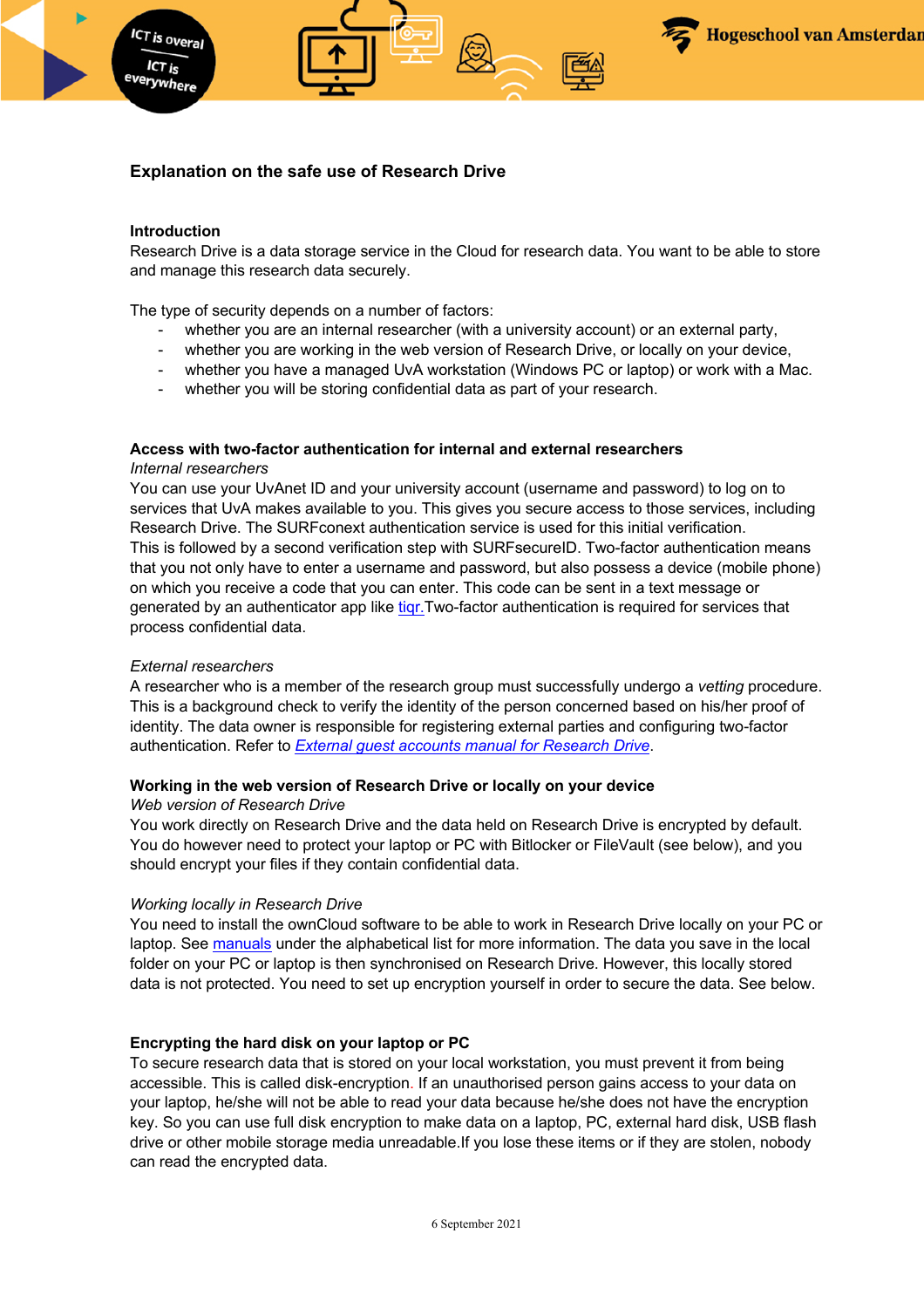# Explanation on the safe use of Research Drive

## Introduction

Research Drive is a data storage service in the Cloud for research data. You want to be able to store and manage this research data securely.

The type of security depends on a number of factors:

- whether you are an internal researcher (with a university account) or an external party,
- whether you are working in the web version of Research Drive, or locally on your device,
- whether you have a managed UvA workstation (Windows PC or laptop) or work with a Mac.
- whether you will be storing confidential data as part of your research.

## Access with two-factor authentication for internal and external researchers

*Internal researchers*

You can use your UvAnet ID and your university account (username and password) to log on to services that UvA makes available to you. This gives you secure access to those services, including Research Drive. The SURFconext authentication service is used for this initial verification.
This is followed by a second verification step with SURFsecureID. Two-factor authentication means that you not only have to enter a username and password, but also possess a device (mobile phone) on which you receive a code that you can enter. This code can be sent in a text message or generated by an authenticator app like tiqr.Two-factor authentication is required for services that process confidential data.

*External researchers*

A researcher who is a member of the research group must successfully undergo a *vetting* procedure. This is a background check to verify the identity of the person concerned based on his/her proof of identity. The data owner is responsible for registering external parties and configuring two-factor authentication. Refer to *External guest accounts manual for Research Drive*.

## Working in the web version of Research Drive or locally on your device

*Web version of Research Drive*

You work directly on Research Drive and the data held on Research Drive is encrypted by default. You do however need to protect your laptop or PC with Bitlocker or FileVault (see below), and you should encrypt your files if they contain confidential data.

*Working locally in Research Drive*

You need to install the ownCloud software to be able to work in Research Drive locally on your PC or laptop. See manuals under the alphabetical list for more information. The data you save in the local folder on your PC or laptop is then synchronised on Research Drive. However, this locally stored data is not protected. You need to set up encryption yourself in order to secure the data. See below.

## Encrypting the hard disk on your laptop or PC

To secure research data that is stored on your local workstation, you must prevent it from being accessible. This is called disk-encryption. If an unauthorised person gains access to your data on your laptop, he/she will not be able to read your data because he/she does not have the encryption key. So you can use full disk encryption to make data on a laptop, PC, external hard disk, USB flash drive or other mobile storage media unreadable.If you lose these items or if they are stolen, nobody can read the encrypted data.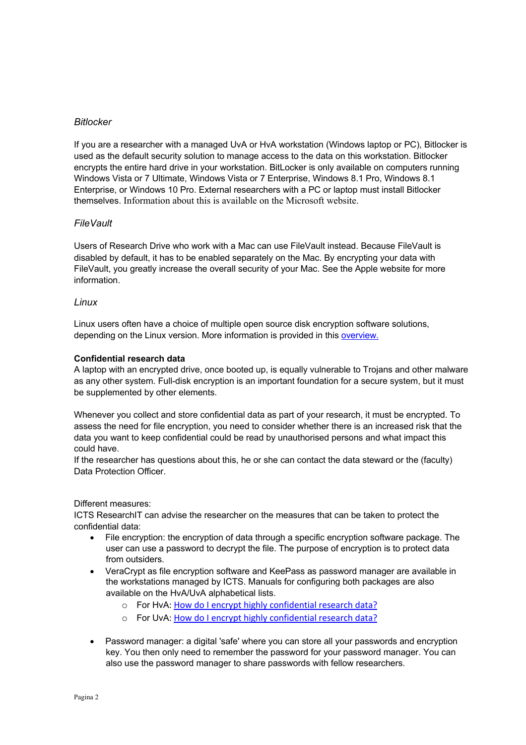*Bitlocker*

If you are a researcher with a managed UvA or HvA workstation (Windows laptop or PC), Bitlocker is used as the default security solution to manage access to the data on this workstation. Bitlocker encrypts the entire hard drive in your workstation. BitLocker is only available on computers running Windows Vista or 7 Ultimate, Windows Vista or 7 Enterprise, Windows 8.1 Pro, Windows 8.1 Enterprise, or Windows 10 Pro. External researchers with a PC or laptop must install Bitlocker themselves. Information about this is available on the Microsoft website.

*FileVault*

Users of Research Drive who work with a Mac can use FileVault instead. Because FileVault is disabled by default, it has to be enabled separately on the Mac. By encrypting your data with FileVault, you greatly increase the overall security of your Mac. See the Apple website for more information.

*Linux*

Linux users often have a choice of multiple open source disk encryption software solutions, depending on the Linux version. More information is provided in this overview.

**Confidential research data**

A laptop with an encrypted drive, once booted up, is equally vulnerable to Trojans and other malware as any other system. Full-disk encryption is an important foundation for a secure system, but it must be supplemented by other elements.

Whenever you collect and store confidential data as part of your research, it must be encrypted. To assess the need for file encryption, you need to consider whether there is an increased risk that the data you want to keep confidential could be read by unauthorised persons and what impact this could have.
If the researcher has questions about this, he or she can contact the data steward or the (faculty) Data Protection Officer.

Different measures:
ICTS ResearchIT can advise the researcher on the measures that can be taken to protect the confidential data:

- File encryption: the encryption of data through a specific encryption software package. The user can use a password to decrypt the file. The purpose of encryption is to protect data from outsiders.
- VeraCrypt as file encryption software and KeePass as password manager are available in the workstations managed by ICTS. Manuals for configuring both packages are also available on the HvA/UvA alphabetical lists.
  - For HvA: How do I encrypt highly confidential research data?
  - For UvA: How do I encrypt highly confidential research data?
- Password manager: a digital 'safe' where you can store all your passwords and encryption key. You then only need to remember the password for your password manager. You can also use the password manager to share passwords with fellow researchers.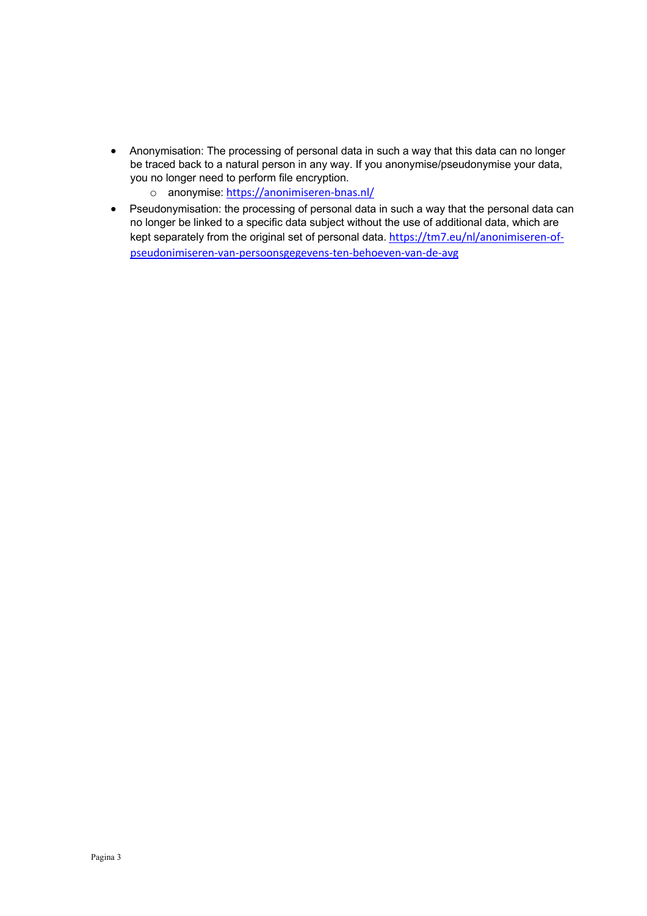- Anonymisation: The processing of personal data in such a way that this data can no longer be traced back to a natural person in any way. If you anonymise/pseudonymise your data, you no longer need to perform file encryption.
    - anonymise: https://anonimiseren-bnas.nl/
- Pseudonymisation: the processing of personal data in such a way that the personal data can no longer be linked to a specific data subject without the use of additional data, which are kept separately from the original set of personal data. https://tm7.eu/nl/anonimiseren-of-pseudonimiseren-van-persoonsgegevens-ten-behoeven-van-de-avg